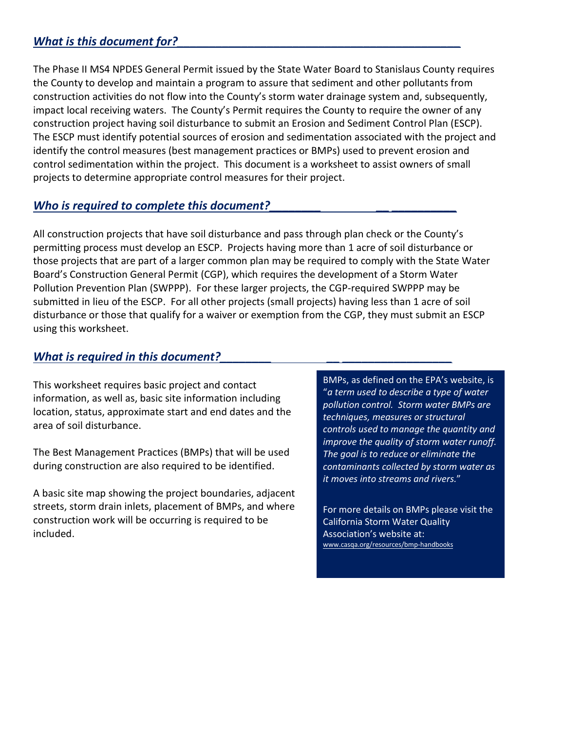## *What is this document for?*

The Phase II MS4 NPDES General Permit issued by the State Water Board to Stanislaus County requires the County to develop and maintain a program to assure that sediment and other pollutants from construction activities do not flow into the County's storm water drainage system and, subsequently, impact local receiving waters. The County's Permit requires the County to require the owner of any construction project having soil disturbance to submit an Erosion and Sediment Control Plan (ESCP). The ESCP must identify potential sources of erosion and sedimentation associated with the project and identify the control measures (best management practices or BMPs) used to prevent erosion and control sedimentation within the project. This document is a worksheet to assist owners of small projects to determine appropriate control measures for their project.

## *Who is required to complete this document?*

All construction projects that have soil disturbance and pass through plan check or the County's permitting process must develop an ESCP. Projects having more than 1 acre of soil disturbance or those projects that are part of a larger common plan may be required to comply with the State Water Board's Construction General Permit (CGP), which requires the development of a Storm Water Pollution Prevention Plan (SWPPP). For these larger projects, the CGP-required SWPPP may be submitted in lieu of the ESCP. For all other projects (small projects) having less than 1 acre of soil disturbance or those that qualify for a waiver or exemption from the CGP, they must submit an ESCP using this worksheet.

## *What is required in this document?*

This worksheet requires basic project and contact information, as well as, basic site information including location, status, approximate start and end dates and the area of soil disturbance.

The Best Management Practices (BMPs) that will be used during construction are also required to be identified.

A basic site map showing the project boundaries, adjacent streets, storm drain inlets, placement of BMPs, and where construction work will be occurring is required to be included.

BMPs, as defined on the EPA's website, is "*a term used to describe a type of water pollution control. Storm water BMPs are techniques, measures or structural controls used to manage the quantity and improve the quality of storm water runoff. The goal is to reduce or eliminate the contaminants collected by storm water as it moves into streams and rivers.*"

For more details on BMPs please visit the California Storm Water Quality Association's website at: www.casqa.org/resources/bmp-handbooks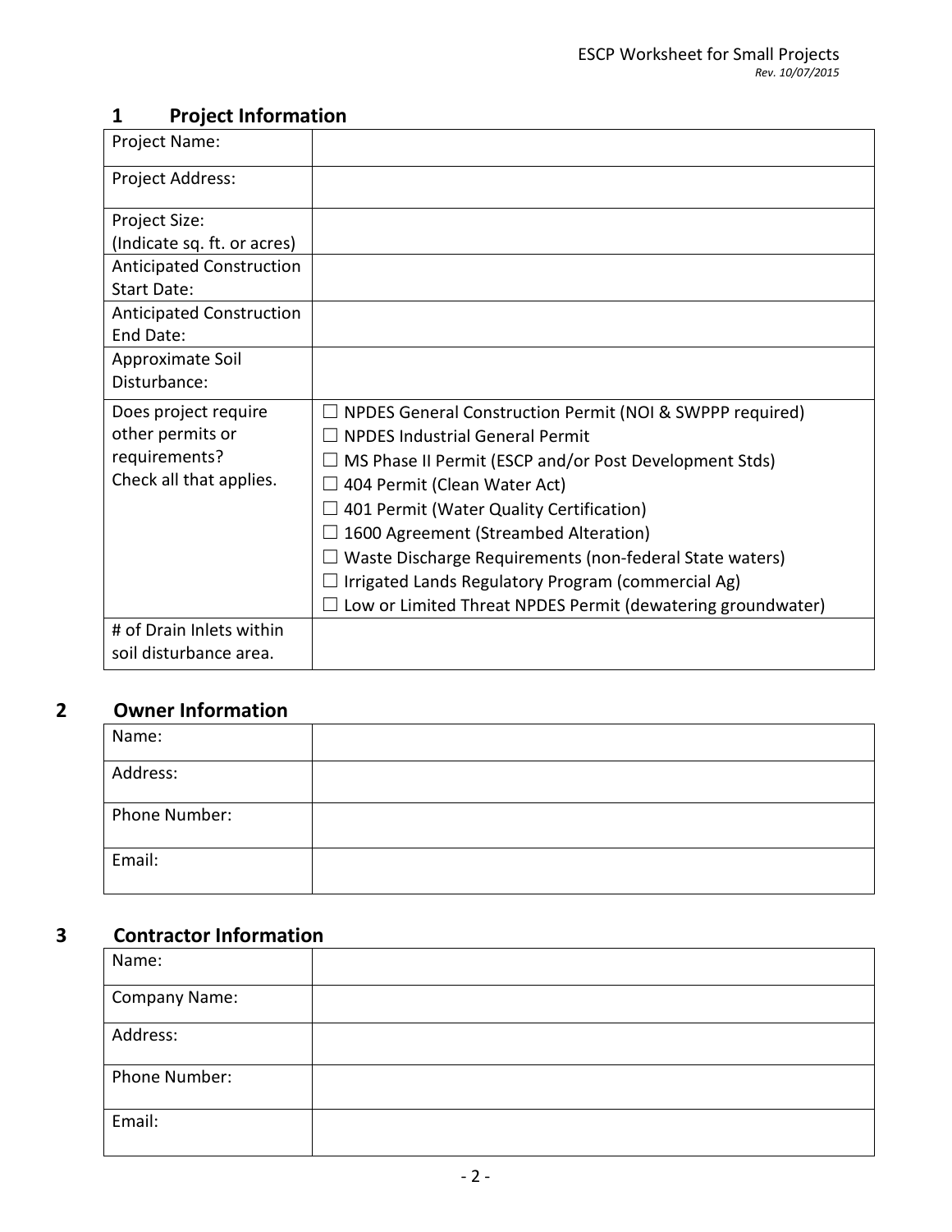## 1 Project Information

| | |
|---|---|
| Project Name: | |
| Project Address: | |
| Project Size:<br>(Indicate sq. ft. or acres) | |
| Anticipated Construction Start Date: | |
| Anticipated Construction End Date: | |
| Approximate Soil Disturbance: | |
| Does project require other permits or requirements?<br>Check all that applies. | ☐ NPDES General Construction Permit (NOI & SWPPP required)<br>☐ NPDES Industrial General Permit<br>☐ MS Phase II Permit (ESCP and/or Post Development Stds)<br>☐ 404 Permit (Clean Water Act)<br>☐ 401 Permit (Water Quality Certification)<br>☐ 1600 Agreement (Streambed Alteration)<br>☐ Waste Discharge Requirements (non-federal State waters)<br>☐ Irrigated Lands Regulatory Program (commercial Ag)<br>☐ Low or Limited Threat NPDES Permit (dewatering groundwater) |
| # of Drain Inlets within soil disturbance area. | |

## 2 Owner Information

| | |
|---|---|
| Name: | |
| Address: | |
| Phone Number: | |
| Email: | |

## 3 Contractor Information

| | |
|---|---|
| Name: | |
| Company Name: | |
| Address: | |
| Phone Number: | |
| Email: | |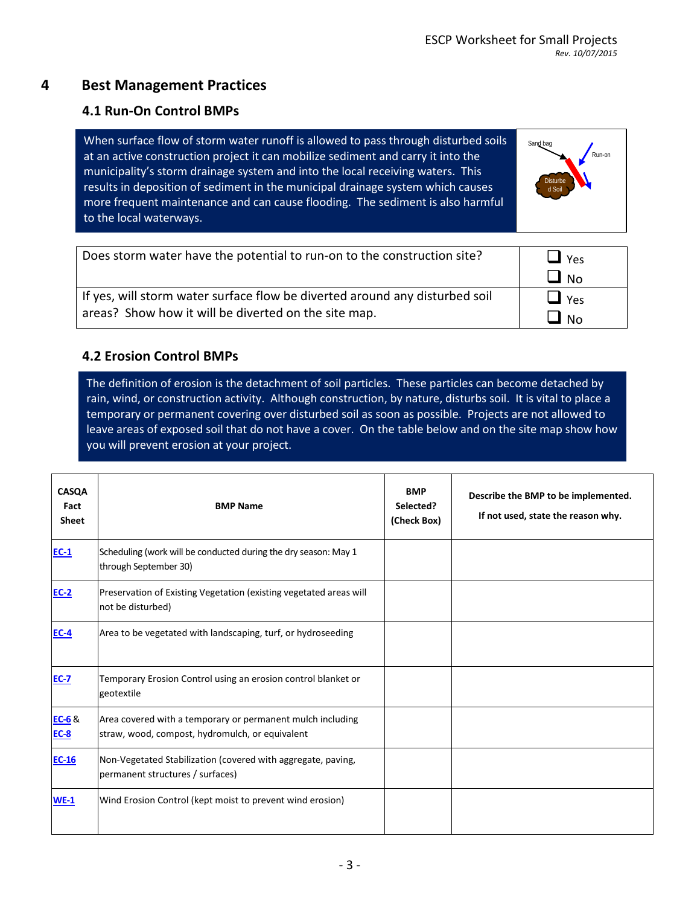# 4 Best Management Practices

## 4.1 Run-On Control BMPs

When surface flow of storm water runoff is allowed to pass through disturbed soils at an active construction project it can mobilize sediment and carry it into the municipality's storm drainage system and into the local receiving waters. This results in deposition of sediment in the municipal drainage system which causes more frequent maintenance and can cause flooding. The sediment is also harmful to the local waterways.

| | |
|---|---|
| Does storm water have the potential to run-on to the construction site? | ❑ Yes ❑ No |
| If yes, will storm water surface flow be diverted around any disturbed soil areas? Show how it will be diverted on the site map. | ❑ Yes ❑ No |

## 4.2 Erosion Control BMPs

The definition of erosion is the detachment of soil particles. These particles can become detached by rain, wind, or construction activity. Although construction, by nature, disturbs soil. It is vital to place a temporary or permanent covering over disturbed soil as soon as possible. Projects are not allowed to leave areas of exposed soil that do not have a cover. On the table below and on the site map show how you will prevent erosion at your project.

| CASQA Fact Sheet | BMP Name | BMP Selected? (Check Box) | Describe the BMP to be implemented. If not used, state the reason why. |
|---|---|---|---|
| EC-1 | Scheduling (work will be conducted during the dry season: May 1 through September 30) | | |
| EC-2 | Preservation of Existing Vegetation (existing vegetated areas will not be disturbed) | | |
| EC-4 | Area to be vegetated with landscaping, turf, or hydroseeding | | |
| EC-7 | Temporary Erosion Control using an erosion control blanket or geotextile | | |
| EC-6 & EC-8 | Area covered with a temporary or permanent mulch including straw, wood, compost, hydromulch, or equivalent | | |
| EC-16 | Non-Vegetated Stabilization (covered with aggregate, paving, permanent structures / surfaces) | | |
| WE-1 | Wind Erosion Control (kept moist to prevent wind erosion) | | |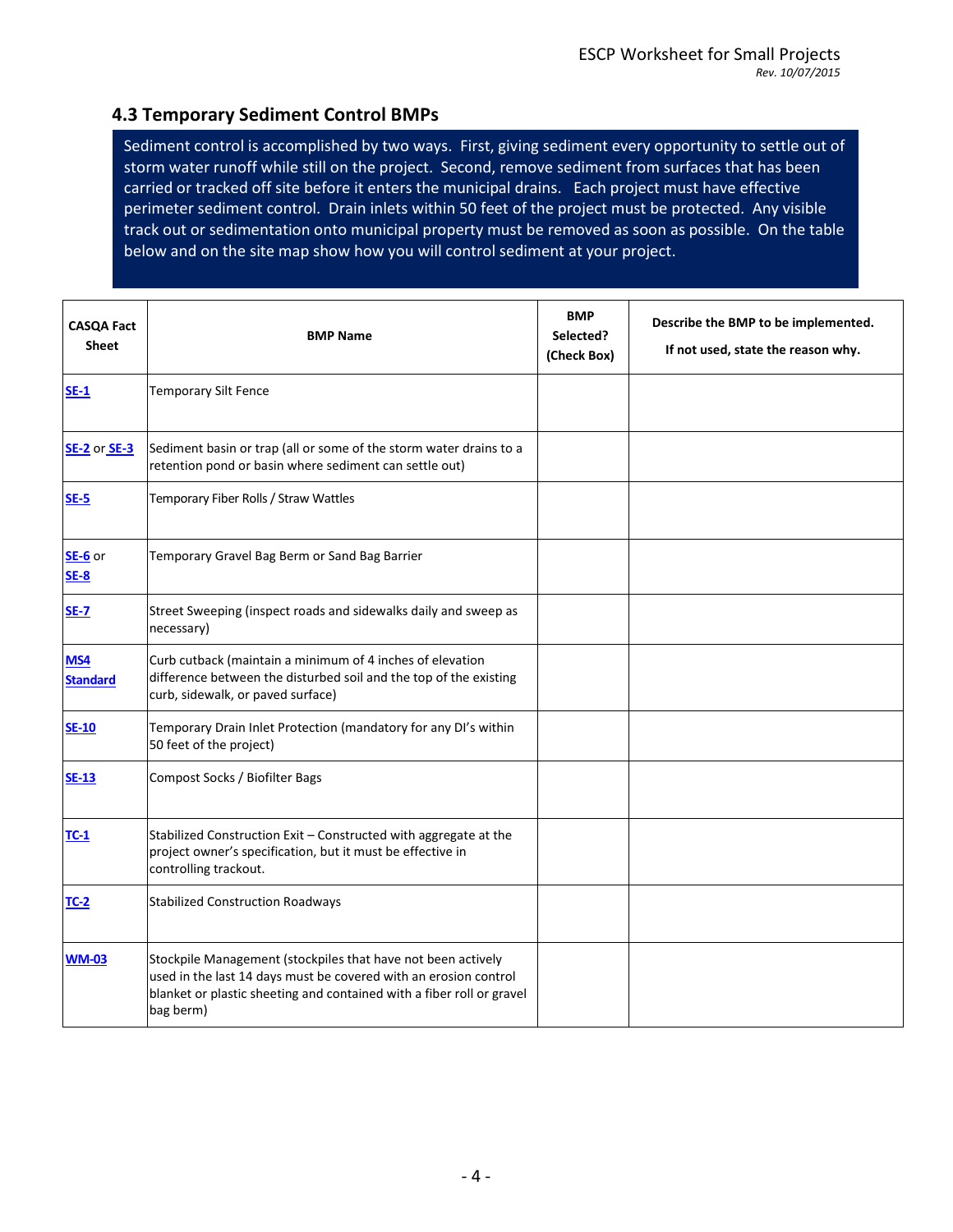### 4.3 Temporary Sediment Control BMPs

Sediment control is accomplished by two ways. First, giving sediment every opportunity to settle out of storm water runoff while still on the project. Second, remove sediment from surfaces that has been carried or tracked off site before it enters the municipal drains. Each project must have effective perimeter sediment control. Drain inlets within 50 feet of the project must be protected. Any visible track out or sedimentation onto municipal property must be removed as soon as possible. On the table below and on the site map show how you will control sediment at your project.

| CASQA Fact Sheet | BMP Name | BMP Selected? (Check Box) | Describe the BMP to be implemented. If not used, state the reason why. |
|---|---|---|---|
| SE-1 | Temporary Silt Fence | | |
| SE-2 or SE-3 | Sediment basin or trap (all or some of the storm water drains to a retention pond or basin where sediment can settle out) | | |
| SE-5 | Temporary Fiber Rolls / Straw Wattles | | |
| SE-6 or SE-8 | Temporary Gravel Bag Berm or Sand Bag Barrier | | |
| SE-7 | Street Sweeping (inspect roads and sidewalks daily and sweep as necessary) | | |
| MS4 Standard | Curb cutback (maintain a minimum of 4 inches of elevation difference between the disturbed soil and the top of the existing curb, sidewalk, or paved surface) | | |
| SE-10 | Temporary Drain Inlet Protection (mandatory for any DI's within 50 feet of the project) | | |
| SE-13 | Compost Socks / Biofilter Bags | | |
| TC-1 | Stabilized Construction Exit – Constructed with aggregate at the project owner's specification, but it must be effective in controlling trackout. | | |
| TC-2 | Stabilized Construction Roadways | | |
| WM-03 | Stockpile Management (stockpiles that have not been actively used in the last 14 days must be covered with an erosion control blanket or plastic sheeting and contained with a fiber roll or gravel bag berm) | | |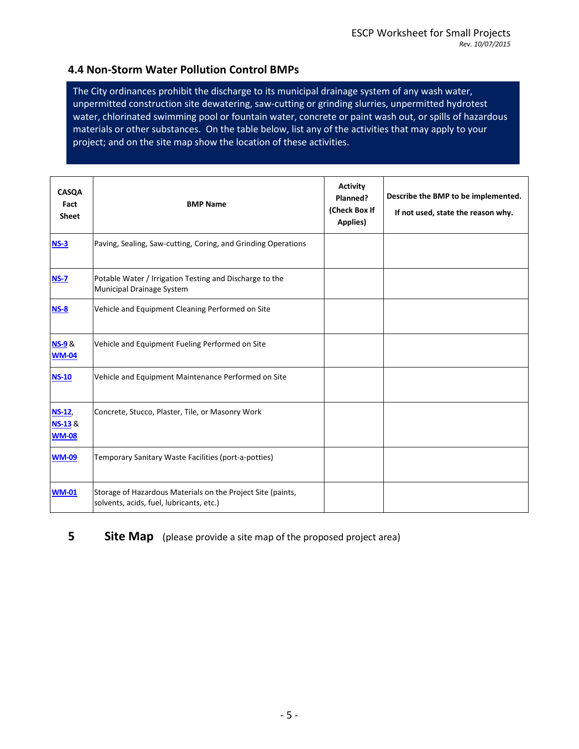## 4.4 Non-Storm Water Pollution Control BMPs

The City ordinances prohibit the discharge to its municipal drainage system of any wash water, unpermitted construction site dewatering, saw-cutting or grinding slurries, unpermitted hydrotest water, chlorinated swimming pool or fountain water, concrete or paint wash out, or spills of hazardous materials or other substances. On the table below, list any of the activities that may apply to your project; and on the site map show the location of these activities.

| CASQA Fact Sheet | BMP Name | Activity Planned? (Check Box If Applies) | Describe the BMP to be implemented. If not used, state the reason why. |
|---|---|---|---|
| NS-3 | Paving, Sealing, Saw-cutting, Coring, and Grinding Operations | | |
| NS-7 | Potable Water / Irrigation Testing and Discharge to the Municipal Drainage System | | |
| NS-8 | Vehicle and Equipment Cleaning Performed on Site | | |
| NS-9 & WM-04 | Vehicle and Equipment Fueling Performed on Site | | |
| NS-10 | Vehicle and Equipment Maintenance Performed on Site | | |
| NS-12, NS-13 & WM-08 | Concrete, Stucco, Plaster, Tile, or Masonry Work | | |
| WM-09 | Temporary Sanitary Waste Facilities (port-a-potties) | | |
| WM-01 | Storage of Hazardous Materials on the Project Site (paints, solvents, acids, fuel, lubricants, etc.) | | |

## 5 Site Map (please provide a site map of the proposed project area)